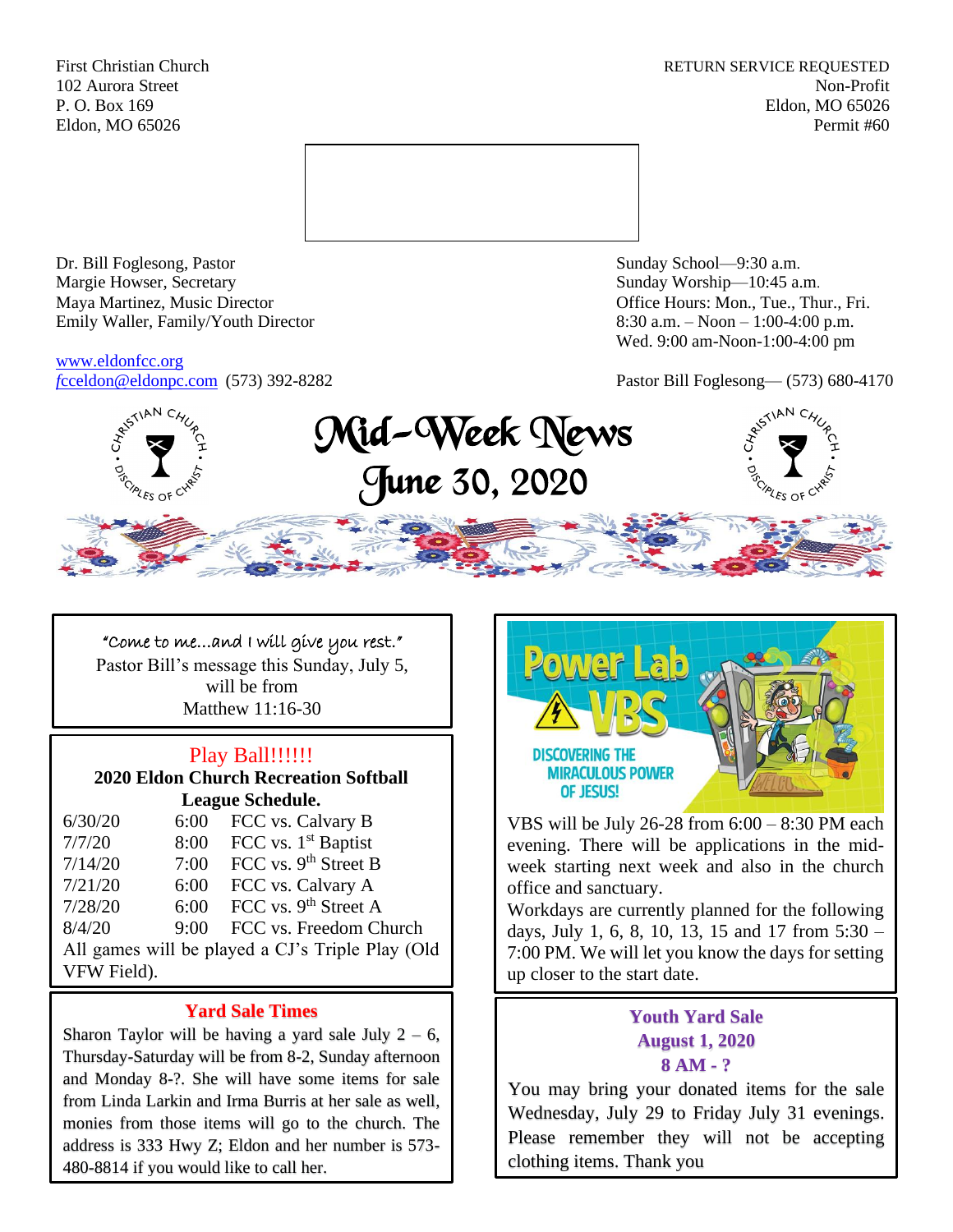First Christian Church
102 Aurora Street
P. O. Box 169
Eldon, MO 65026

RETURN SERVICE REQUESTED
Non-Profit
Eldon, MO 65026
Permit #60

Dr. Bill Foglesong, Pastor
Margie Howser, Secretary
Maya Martinez, Music Director
Emily Waller, Family/Youth Director

www.eldonfcc.org
fcceldon@eldonpc.com (573) 392-8282

Sunday School—9:30 a.m.
Sunday Worship—10:45 a.m.
Office Hours: Mon., Tue., Thur., Fri.
8:30 a.m. – Noon – 1:00-4:00 p.m.
Wed. 9:00 am-Noon-1:00-4:00 pm

Pastor Bill Foglesong— (573) 680-4170

# Mid-Week News
## June 30, 2020

"Come to me…and I will give you rest."
Pastor Bill's message this Sunday, July 5, will be from
Matthew 11:16-30

## Play Ball!!!!!!

**2020 Eldon Church Recreation Softball League Schedule.**

| | | |
|---|---|---|
| 6/30/20 | 6:00 | FCC vs. Calvary B |
| 7/7/20 | 8:00 | FCC vs. 1st Baptist |
| 7/14/20 | 7:00 | FCC vs. 9th Street B |
| 7/21/20 | 6:00 | FCC vs. Calvary A |
| 7/28/20 | 6:00 | FCC vs. 9th Street A |
| 8/4/20 | 9:00 | FCC vs. Freedom Church |

All games will be played a CJ's Triple Play (Old VFW Field).

## Yard Sale Times

Sharon Taylor will be having a yard sale July 2 – 6, Thursday-Saturday will be from 8-2, Sunday afternoon and Monday 8-?. She will have some items for sale from Linda Larkin and Irma Burris at her sale as well, monies from those items will go to the church. The address is 333 Hwy Z; Eldon and her number is 573-480-8814 if you would like to call her.

## Power Lab VBS
DISCOVERING THE MIRACULOUS POWER OF JESUS!

VBS will be July 26-28 from 6:00 – 8:30 PM each evening. There will be applications in the mid-week starting next week and also in the church office and sanctuary.

Workdays are currently planned for the following days, July 1, 6, 8, 10, 13, 15 and 17 from 5:30 – 7:00 PM. We will let you know the days for setting up closer to the start date.

## Youth Yard Sale
**August 1, 2020**
**8 AM - ?**

You may bring your donated items for the sale Wednesday, July 29 to Friday July 31 evenings. Please remember they will not be accepting clothing items. Thank you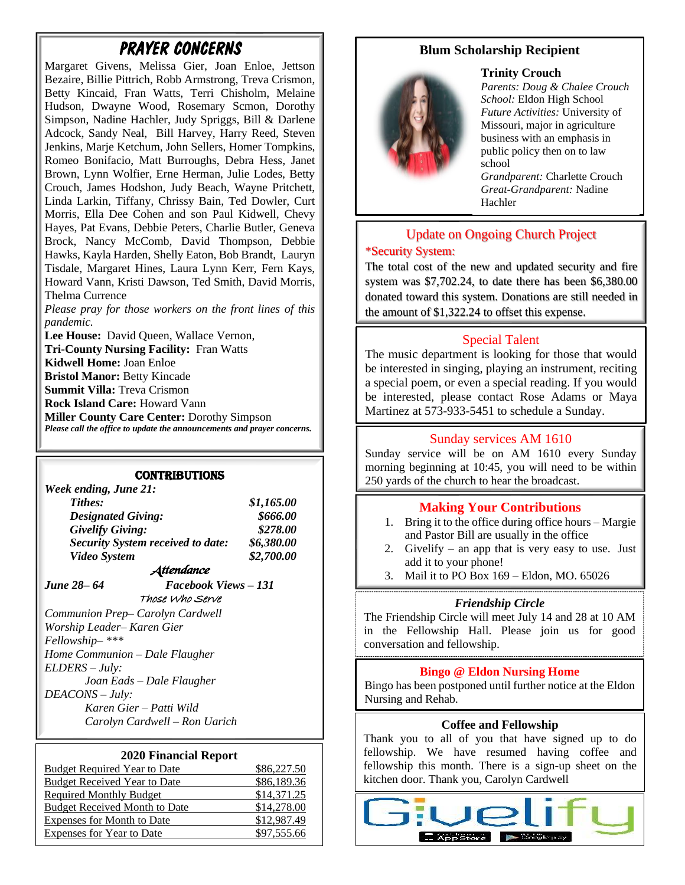## PRAYER CONCERNS

Margaret Givens, Melissa Gier, Joan Enloe, Jettson Bezaire, Billie Pittrich, Robb Armstrong, Treva Crismon, Betty Kincaid, Fran Watts, Terri Chisholm, Melaine Hudson, Dwayne Wood, Rosemary Scmon, Dorothy Simpson, Nadine Hachler, Judy Spriggs, Bill & Darlene Adcock, Sandy Neal, Bill Harvey, Harry Reed, Steven Jenkins, Marje Ketchum, John Sellers, Homer Tompkins, Romeo Bonifacio, Matt Burroughs, Debra Hess, Janet Brown, Lynn Wolfier, Erne Herman, Julie Lodes, Betty Crouch, James Hodshon, Judy Beach, Wayne Pritchett, Linda Larkin, Tiffany, Chrissy Bain, Ted Dowler, Curt Morris, Ella Dee Cohen and son Paul Kidwell, Chevy Hayes, Pat Evans, Debbie Peters, Charlie Butler, Geneva Brock, Nancy McComb, David Thompson, Debbie Hawks, Kayla Harden, Shelly Eaton, Bob Brandt, Lauryn Tisdale, Margaret Hines, Laura Lynn Kerr, Fern Kays, Howard Vann, Kristi Dawson, Ted Smith, David Morris, Thelma Currence

*Please pray for those workers on the front lines of this pandemic.*

**Lee House:** David Queen, Wallace Vernon,
**Tri-County Nursing Facility:** Fran Watts
**Kidwell Home:** Joan Enloe
**Bristol Manor:** Betty Kincade
**Summit Villa:** Treva Crismon
**Rock Island Care:** Howard Vann
**Miller County Care Center:** Dorothy Simpson

***Please call the office to update the announcements and prayer concerns.***

## CONTRIBUTIONS

*Week ending, June 21:*

| | |
|---|---|
| ***Tithes:*** | ***$1,165.00*** |
| ***Designated Giving:*** | ***$666.00*** |
| ***Givelify Giving:*** | ***$278.00*** |
| ***Security System received to date:*** | ***$6,380.00*** |
| ***Video System*** | ***$2,700.00*** |

### *Attendance*

***June 28– 64*** ***Facebook Views – 131***

*Those Who Serve*

*Communion Prep– Carolyn Cardwell*
*Worship Leader– Karen Gier*
*Fellowship– \*\*\**
*Home Communion – Dale Flaugher*
*ELDERS – July:*
*Joan Eads – Dale Flaugher*
*DEACONS – July:*
*Karen Gier – Patti Wild*
*Carolyn Cardwell – Ron Uarich*

## 2020 Financial Report

| | |
|---|---|
| Budget Required Year to Date | $86,227.50 |
| Budget Received Year to Date | $86,189.36 |
| Required Monthly Budget | $14,371.25 |
| Budget Received Month to Date | $14,278.00 |
| Expenses for Month to Date | $12,987.49 |
| Expenses for Year to Date | $97,555.66 |

## Blum Scholarship Recipient

**Trinity Crouch**
*Parents:* *Doug & Chalee Crouch*
*School:* Eldon High School
*Future Activities:* University of Missouri, major in agriculture business with an emphasis in public policy then on to law school
*Grandparent:* Charlette Crouch
*Great-Grandparent:* Nadine Hachler

## Update on Ongoing Church Project

*Security System:

The total cost of the new and updated security and fire system was $7,702.24, to date there has been $6,380.00 donated toward this system. Donations are still needed in the amount of $1,322.24 to offset this expense.

## Special Talent

The music department is looking for those that would be interested in singing, playing an instrument, reciting a special poem, or even a special reading. If you would be interested, please contact Rose Adams or Maya Martinez at 573-933-5451 to schedule a Sunday.

## Sunday services AM 1610

Sunday service will be on AM 1610 every Sunday morning beginning at 10:45, you will need to be within 250 yards of the church to hear the broadcast.

## Making Your Contributions

1. Bring it to the office during office hours – Margie and Pastor Bill are usually in the office
2. Givelify – an app that is very easy to use. Just add it to your phone!
3. Mail it to PO Box 169 – Eldon, MO. 65026

## *Friendship Circle*

The Friendship Circle will meet July 14 and 28 at 10 AM in the Fellowship Hall. Please join us for good conversation and fellowship.

## Bingo @ Eldon Nursing Home

Bingo has been postponed until further notice at the Eldon Nursing and Rehab.

## Coffee and Fellowship

Thank you to all of you that have signed up to do fellowship. We have resumed having coffee and fellowship this month. There is a sign-up sheet on the kitchen door. Thank you, Carolyn Cardwell

Givelify